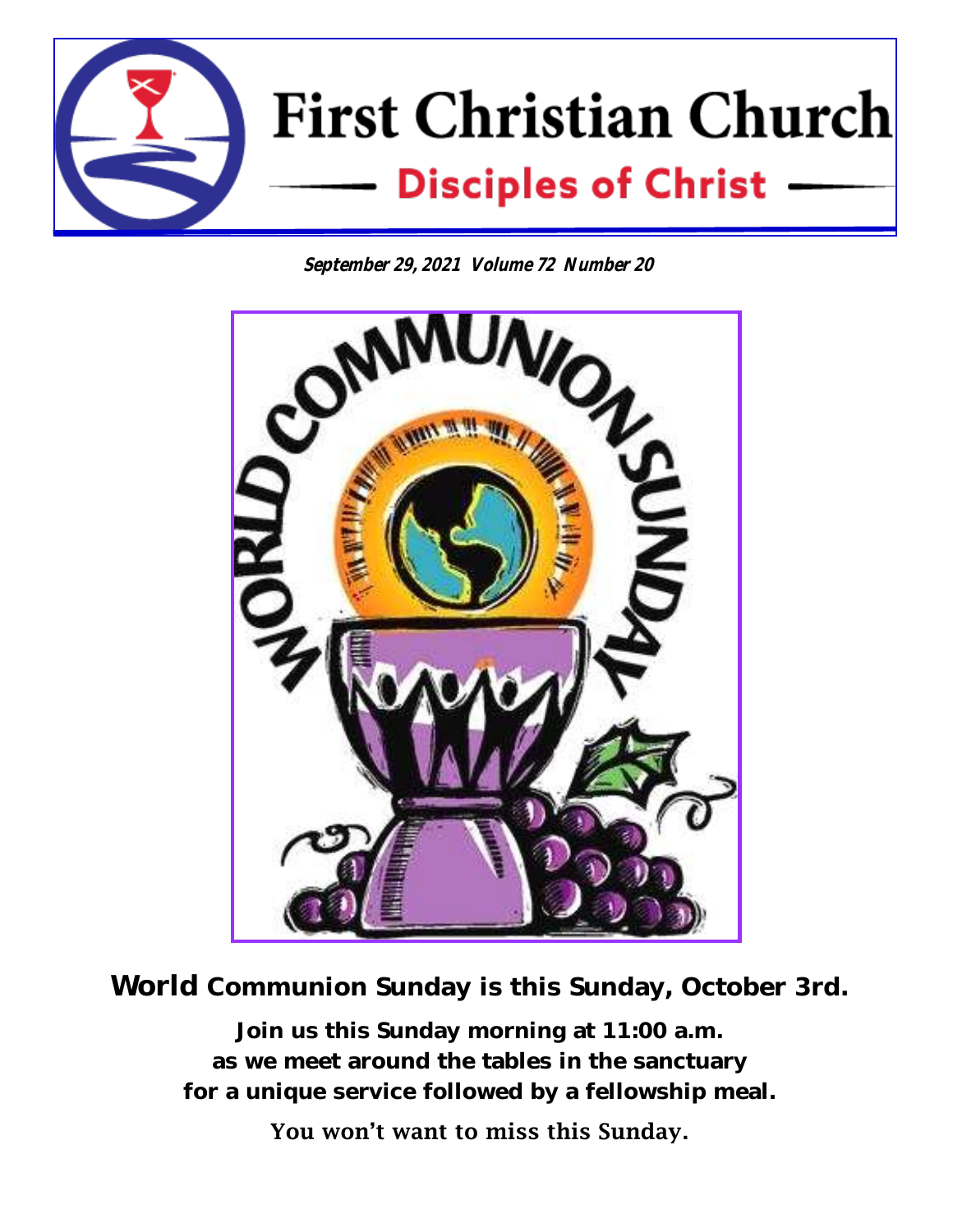# First Christian Church

## Disciples of Christ

***September 29, 2021 Volume 72 Number 20***

WORLD COMMUNION SUNDAY

**World Communion Sunday is this Sunday, October 3rd.**

**Join us this Sunday morning at 11:00 a.m.
as we meet around the tables in the sanctuary
for a unique service followed by a fellowship meal.**

You won't want to miss this Sunday.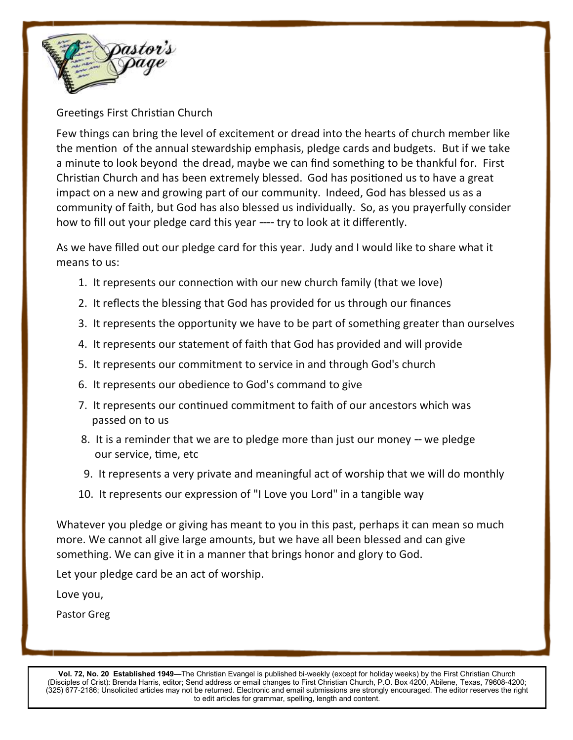# Pastor's Page

Greetings First Christian Church

Few things can bring the level of excitement or dread into the hearts of church member like the mention of the annual stewardship emphasis, pledge cards and budgets. But if we take a minute to look beyond the dread, maybe we can find something to be thankful for. First Christian Church and has been extremely blessed. God has positioned us to have a great impact on a new and growing part of our community. Indeed, God has blessed us as a community of faith, but God has also blessed us individually. So, as you prayerfully consider how to fill out your pledge card this year ---- try to look at it differently.

As we have filled out our pledge card for this year. Judy and I would like to share what it means to us:

1. It represents our connection with our new church family (that we love)
2. It reflects the blessing that God has provided for us through our finances
3. It represents the opportunity we have to be part of something greater than ourselves
4. It represents our statement of faith that God has provided and will provide
5. It represents our commitment to service in and through God's church
6. It represents our obedience to God's command to give
7. It represents our continued commitment to faith of our ancestors which was passed on to us
8. It is a reminder that we are to pledge more than just our money -- we pledge our service, time, etc
9. It represents a very private and meaningful act of worship that we will do monthly
10. It represents our expression of "I Love you Lord" in a tangible way

Whatever you pledge or giving has meant to you in this past, perhaps it can mean so much more. We cannot all give large amounts, but we have all been blessed and can give something. We can give it in a manner that brings honor and glory to God.

Let your pledge card be an act of worship.

Love you,

Pastor Greg

**Vol. 72, No. 20 Established 1949—**The Christian Evangel is published bi-weekly (except for holiday weeks) by the First Christian Church (Disciples of Crist): Brenda Harris, editor; Send address or email changes to First Christian Church, P.O. Box 4200, Abilene, Texas, 79608-4200; (325) 677-2186; Unsolicited articles may not be returned. Electronic and email submissions are strongly encouraged. The editor reserves the right to edit articles for grammar, spelling, length and content.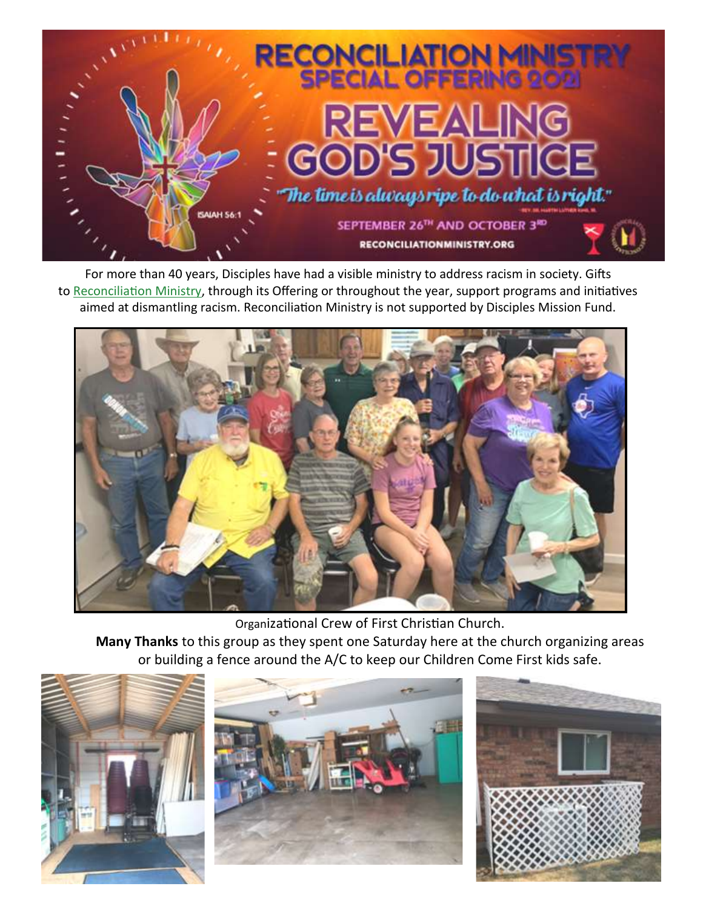# RECONCILIATION MINISTRY SPECIAL OFFERING 2021

## REVEALING GOD'S JUSTICE

*"The time is always ripe to do what is right."* — Rev. Dr. Martin Luther King, Jr.

ISAIAH 56:1

SEPTEMBER 26TH AND OCTOBER 3RD

RECONCILIATIONMINISTRY.ORG

For more than 40 years, Disciples have had a visible ministry to address racism in society. Gifts to Reconciliation Ministry, through its Offering or throughout the year, support programs and initiatives aimed at dismantling racism. Reconciliation Ministry is not supported by Disciples Mission Fund.

Organizational Crew of First Christian Church.

**Many Thanks** to this group as they spent one Saturday here at the church organizing areas or building a fence around the A/C to keep our Children Come First kids safe.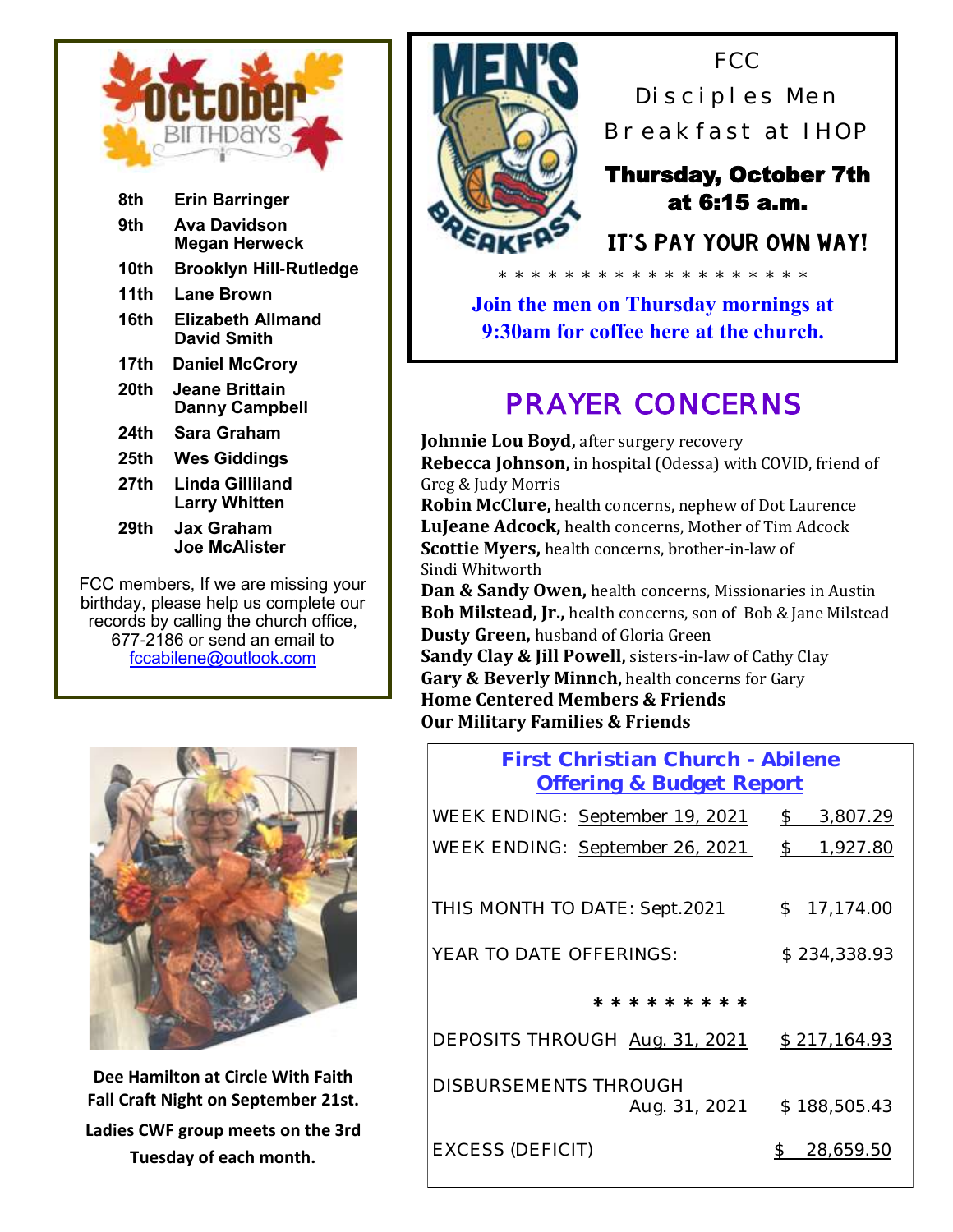# October Birthdays

| | |
|---|---|
| 8th | Erin Barringer |
| 9th | Ava Davidson<br>Megan Herweck |
| 10th | Brooklyn Hill-Rutledge |
| 11th | Lane Brown |
| 16th | Elizabeth Allmand<br>David Smith |
| 17th | Daniel McCrory |
| 20th | Jeane Brittain<br>Danny Campbell |
| 24th | Sara Graham |
| 25th | Wes Giddings |
| 27th | Linda Gilliland<br>Larry Whitten |
| 29th | Jax Graham<br>Joe McAlister |

FCC members, If we are missing your birthday, please help us complete our records by calling the church office, 677-2186 or send an email to fccabilene@outlook.com

**Dee Hamilton at Circle With Faith Fall Craft Night on September 21st.**

**Ladies CWF group meets on the 3rd Tuesday of each month.**

## FCC Disciples Men Breakfast at IHOP

**Thursday, October 7th at 6:15 a.m.**

**IT'S PAY YOUR OWN WAY!**

* * * * * * * * * * * * * * * * * * *

**Join the men on Thursday mornings at 9:30am for coffee here at the church.**

## PRAYER CONCERNS

**Johnnie Lou Boyd,** after surgery recovery
**Rebecca Johnson,** in hospital (Odessa) with COVID, friend of Greg & Judy Morris
**Robin McClure,** health concerns, nephew of Dot Laurence
**LuJeane Adcock,** health concerns, Mother of Tim Adcock
**Scottie Myers,** health concerns, brother-in-law of Sindi Whitworth
**Dan & Sandy Owen,** health concerns, Missionaries in Austin
**Bob Milstead, Jr.,** health concerns, son of Bob & Jane Milstead
**Dusty Green,** husband of Gloria Green
**Sandy Clay & Jill Powell,** sisters-in-law of Cathy Clay
**Gary & Beverly Minnch,** health concerns for Gary
**Home Centered Members & Friends**
**Our Military Families & Friends**

## First Christian Church - Abilene Offering & Budget Report

| | |
|---|---|
| WEEK ENDING: September 19, 2021 | $ 3,807.29 |
| WEEK ENDING: September 26, 2021 | $ 1,927.80 |
| THIS MONTH TO DATE: Sept.2021 | $ 17,174.00 |
| YEAR TO DATE OFFERINGS: | $ 234,338.93 |

* * * * * * * * *

| | |
|---|---|
| DEPOSITS THROUGH Aug. 31, 2021 | $ 217,164.93 |
| DISBURSEMENTS THROUGH Aug. 31, 2021 | $ 188,505.43 |
| EXCESS (DEFICIT) | $ 28,659.50 |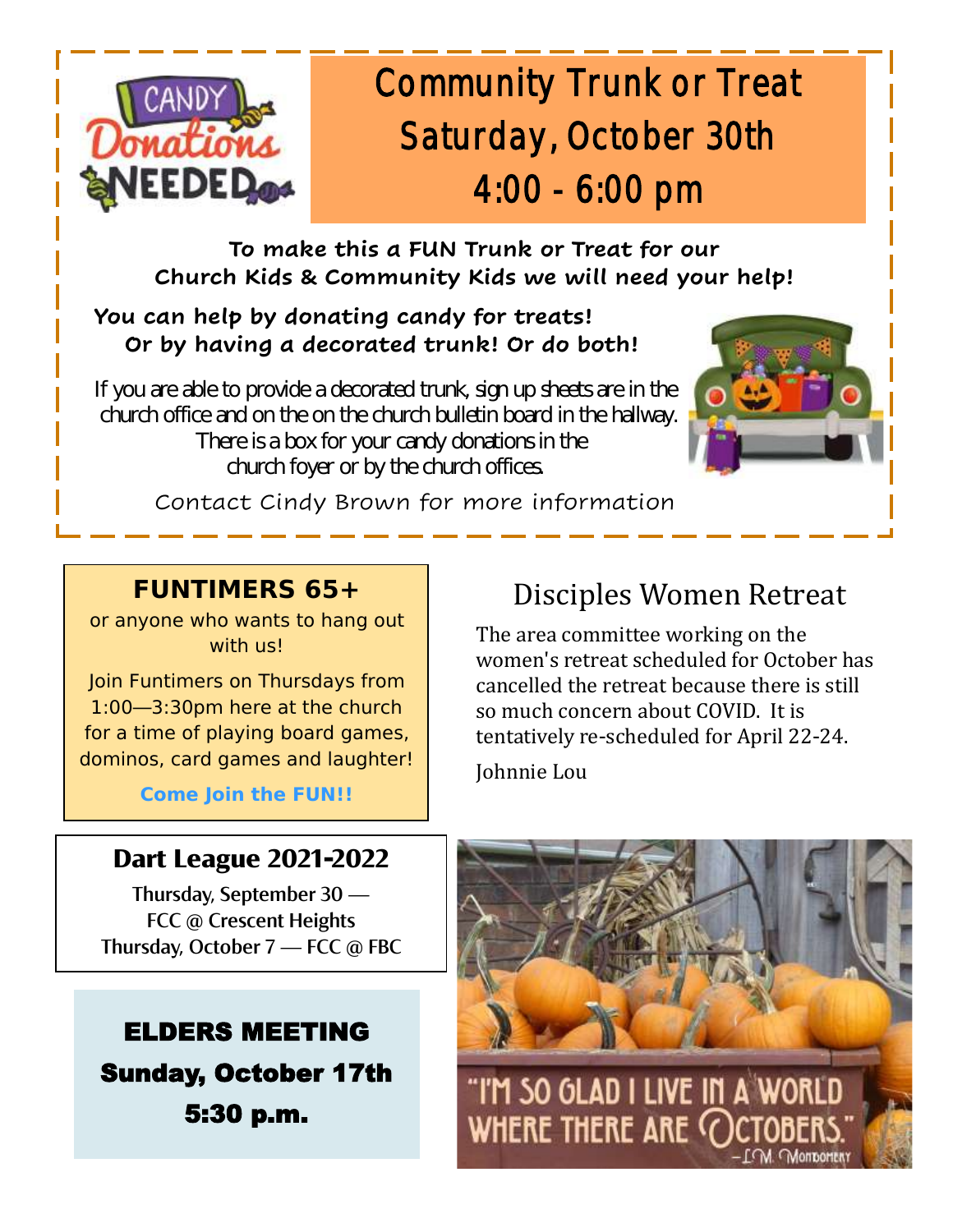# Community Trunk or Treat
## Saturday, October 30th
## 4:00 - 6:00 pm

**To make this a FUN Trunk or Treat for our Church Kids & Community Kids we will need your help!**

**You can help by donating candy for treats! Or by having a decorated trunk! Or do both!**

If you are able to provide a decorated trunk, sign up sheets are in the church office and on the on the church bulletin board in the hallway. There is a box for your candy donations in the church foyer or by the church offices.

Contact Cindy Brown for more information

## FUNTIMERS 65+

or anyone who wants to hang out with us!

Join Funtimers on Thursdays from 1:00—3:30pm here at the church for a time of playing board games, dominos, card games and laughter!

**Come Join the FUN!!**

## Disciples Women Retreat

The area committee working on the women's retreat scheduled for October has cancelled the retreat because there is still so much concern about COVID. It is tentatively re-scheduled for April 22-24.

Johnnie Lou

## Dart League 2021-2022

Thursday, September 30 — FCC @ Crescent Heights

Thursday, October 7 — FCC @ FBC

## ELDERS MEETING

**Sunday, October 17th**

**5:30 p.m.**

"I'M SO GLAD I LIVE IN A WORLD WHERE THERE ARE OCTOBERS."
—L.M. Montgomery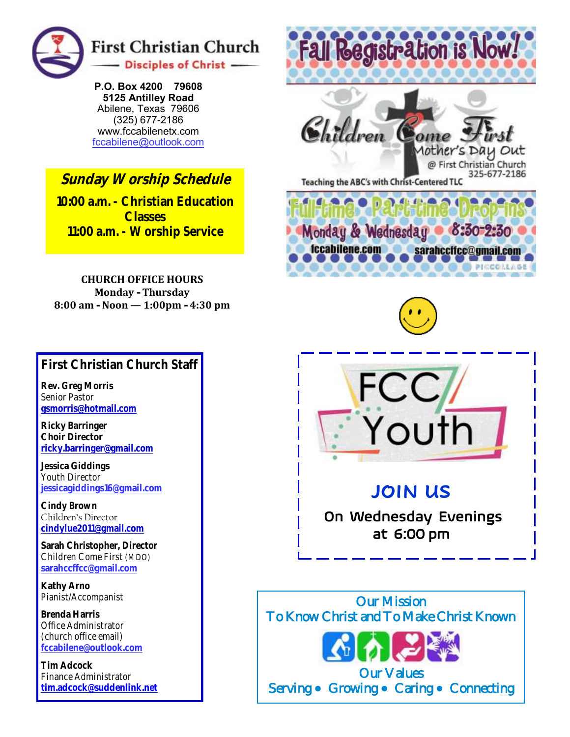# First Christian Church

Disciples of Christ

**P.O. Box 4200 79608**
**5125 Antilley Road**
Abilene, Texas 79606
(325) 677-2186
www.fccabilenetx.com
fccabilene@outlook.com

## *Sunday Worship Schedule*

**10:00 a.m. - Christian Education Classes**
**11:00 a.m. - Worship Service**

**CHURCH OFFICE HOURS**
**Monday - Thursday**
**8:00 am - Noon — 1:00pm - 4:30 pm**

## First Christian Church Staff

**Rev. Greg Morris**
Senior Pastor
gsmorris@hotmail.com

**Ricky Barringer**
**Choir Director**
ricky.barringer@gmail.com

**Jessica Giddings**
Youth Director
jessicagiddings16@gmail.com

**Cindy Brown**
Children's Director
cindylue2011@gmail.com

**Sarah Christopher, Director**
Children Come First (MDO)
sarahccffcc@gmail.com

**Kathy Arno**
Pianist/Accompanist

**Brenda Harris**
Office Administrator
(church office email)
fccabilene@outlook.com

**Tim Adcock**
Finance Administrator
tim.adcock@suddenlink.net

## Fall Registration is Now!

Children Come First
Mother's Day Out
@ First Christian Church
325-677-2186
Teaching the ABC's with Christ-Centered TLC

Full-time • Part-time • Drop-ins
Monday & Wednesday • 8:30-2:30
fccabilene.com sarahccffcc@gmail.com

## FCC Youth

**JOIN US**

On Wednesday Evenings
at 6:00 pm

## Our Mission

To Know Christ and To Make Christ Known

## Our Values

Serving • Growing • Caring • Connecting